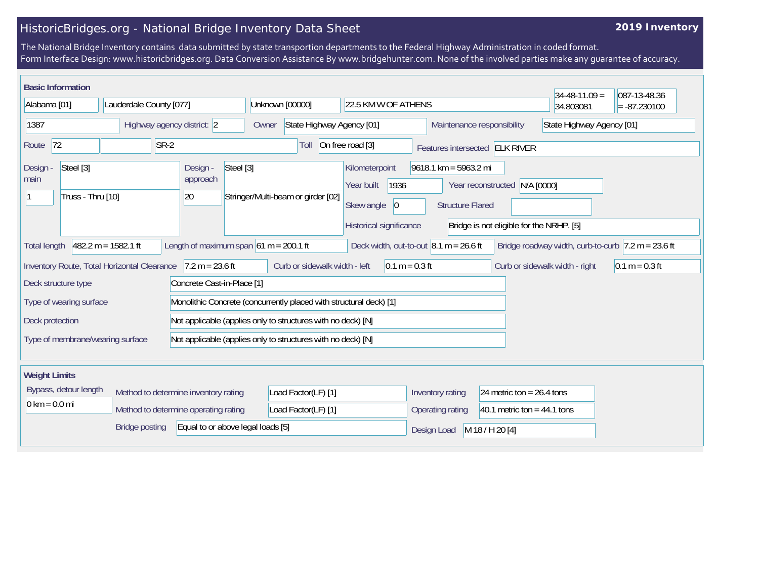# HistoricBridges.org - National Bridge Inventory Data Sheet

**2019 Inventory**

The National Bridge Inventory contains data submitted by state transportion departments to the Federal Highway Administration in coded format.
Form Interface Design: www.historicbridges.org. Data Conversion Assistance By www.bridgehunter.com. None of the involved parties make any guarantee of accuracy.

## Basic Information

| | | | | | |
|---|---|---|---|---|---|
| Alabama [01] | Lauderdale County [077] | Unknown [00000] | 22.5 KM W OF ATHENS | 34-48-11.09 = 34.803081 | 087-13-48.36 = -87.230100 |

| Field | Value |
|---|---|
| Structure Number | 1387 |
| Highway agency district: | 2 |
| Owner | State Highway Agency [01] |
| Maintenance responsibility | State Highway Agency [01] |
| Route | 72 |
| | SR-2 |
| Toll | On free road [3] |
| Features intersected | ELK RIVER |
| Design - main | Steel [3] |
| | 1 — Truss - Thru [10] |
| Design - approach | Steel [3] |
| | 20 — Stringer/Multi-beam or girder [02] |
| Kilometerpoint | 9618.1 km = 5963.2 mi |
| Year built | 1936 |
| Year reconstructed | N/A [0000] |
| Skew angle | 0 |
| Structure Flared | |
| Historical significance | Bridge is not eligible for the NRHP. [5] |
| Total length | 482.2 m = 1582.1 ft |
| Length of maximum span | 61 m = 200.1 ft |
| Deck width, out-to-out | 8.1 m = 26.6 ft |
| Bridge roadway width, curb-to-curb | 7.2 m = 23.6 ft |
| Inventory Route, Total Horizontal Clearance | 7.2 m = 23.6 ft |
| Curb or sidewalk width - left | 0.1 m = 0.3 ft |
| Curb or sidewalk width - right | 0.1 m = 0.3 ft |
| Deck structure type | Concrete Cast-in-Place [1] |
| Type of wearing surface | Monolithic Concrete (concurrently placed with structural deck) [1] |
| Deck protection | Not applicable (applies only to structures with no deck) [N] |
| Type of membrane/wearing surface | Not applicable (applies only to structures with no deck) [N] |

## Weight Limits

| Field | Value |
|---|---|
| Bypass, detour length | 0 km = 0.0 mi |
| Method to determine inventory rating | Load Factor(LF) [1] |
| Method to determine operating rating | Load Factor(LF) [1] |
| Inventory rating | 24 metric ton = 26.4 tons |
| Operating rating | 40.1 metric ton = 44.1 tons |
| Bridge posting | Equal to or above legal loads [5] |
| Design Load | M 18 / H 20 [4] |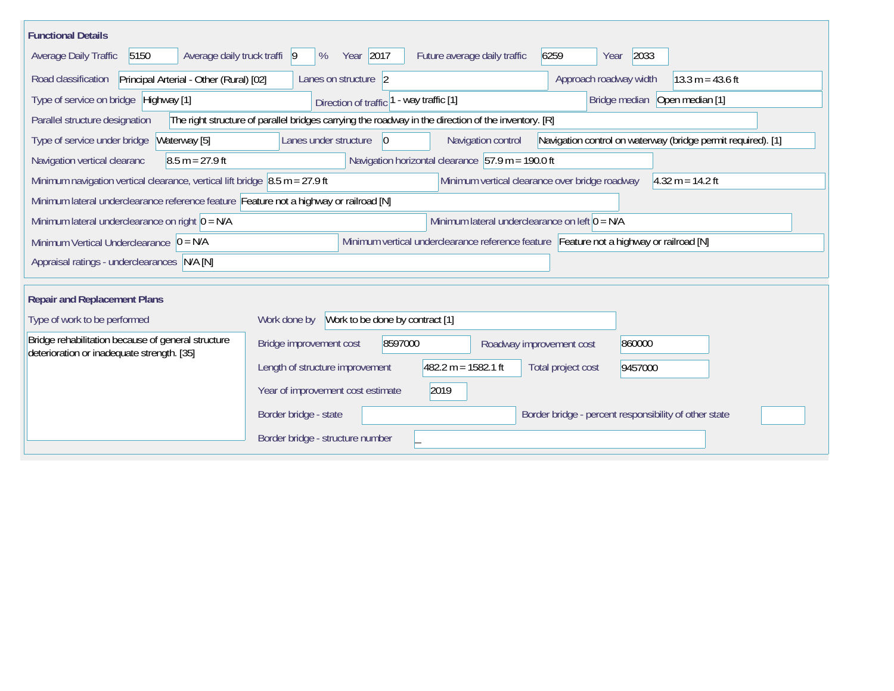## Functional Details

| Field | Value |
| --- | --- |
| Average Daily Traffic | 5150 |
| Average daily truck traffi | 9 % |
| Year | 2017 |
| Future average daily traffic | 6259 |
| Year | 2033 |
| Road classification | Principal Arterial - Other (Rural) [02] |
| Lanes on structure | 2 |
| Approach roadway width | 13.3 m = 43.6 ft |
| Type of service on bridge | Highway [1] |
| Direction of traffic | 1 - way traffic [1] |
| Bridge median | Open median [1] |
| Parallel structure designation | The right structure of parallel bridges carrying the roadway in the direction of the inventory. [R] |
| Type of service under bridge | Waterway [5] |
| Lanes under structure | 0 |
| Navigation control | Navigation control on waterway (bridge permit required). [1] |
| Navigation vertical clearanc | 8.5 m = 27.9 ft |
| Navigation horizontal clearance | 57.9 m = 190.0 ft |
| Minimum navigation vertical clearance, vertical lift bridge | 8.5 m = 27.9 ft |
| Minimum vertical clearance over bridge roadway | 4.32 m = 14.2 ft |
| Minimum lateral underclearance reference feature | Feature not a highway or railroad [N] |
| Minimum lateral underclearance on right | 0 = N/A |
| Minimum lateral underclearance on left | 0 = N/A |
| Minimum Vertical Underclearance | 0 = N/A |
| Minimum vertical underclearance reference feature | Feature not a highway or railroad [N] |
| Appraisal ratings - underclearances | N/A [N] |

## Repair and Replacement Plans

| Field | Value |
| --- | --- |
| Type of work to be performed | Bridge rehabilitation because of general structure deterioration or inadequate strength. [35] |
| Work done by | Work to be done by contract [1] |
| Bridge improvement cost | 8597000 |
| Roadway improvement cost | 860000 |
| Length of structure improvement | 482.2 m = 1582.1 ft |
| Total project cost | 9457000 |
| Year of improvement cost estimate | 2019 |
| Border bridge - state | |
| Border bridge - percent responsibility of other state | |
| Border bridge - structure number | _ |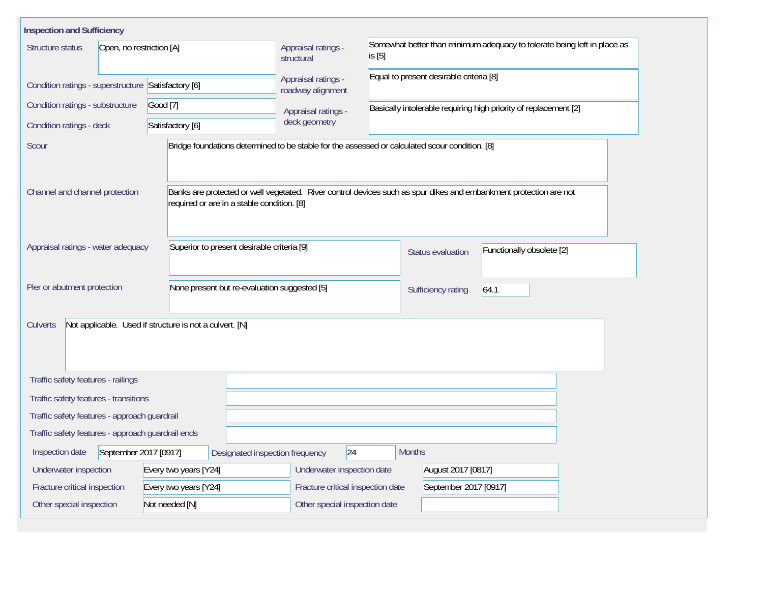## Inspection and Sufficiency

| Field | Value |
|---|---|
| Structure status | Open, no restriction [A] |
| Condition ratings - superstructure | Satisfactory [6] |
| Condition ratings - substructure | Good [7] |
| Condition ratings - deck | Satisfactory [6] |
| Appraisal ratings - structural | Somewhat better than minimum adequacy to tolerate being left in place as is [5] |
| Appraisal ratings - roadway alignment | Equal to present desirable criteria [8] |
| Appraisal ratings - deck geometry | Basically intolerable requiring high priority of replacement [2] |
| Scour | Bridge foundations determined to be stable for the assessed or calculated scour condition. [8] |
| Channel and channel protection | Banks are protected or well vegetated. River control devices such as spur dikes and embankment protection are not required or are in a stable condition. [8] |
| Appraisal ratings - water adequacy | Superior to present desirable criteria [9] |
| Status evaluation | Functionally obsolete [2] |
| Pier or abutment protection | None present but re-evaluation suggested [5] |
| Sufficiency rating | 64.1 |
| Culverts | Not applicable. Used if structure is not a culvert. [N] |
| Traffic safety features - railings | |
| Traffic safety features - transitions | |
| Traffic safety features - approach guardrail | |
| Traffic safety features - approach guardrail ends | |
| Inspection date | September 2017 [0917] |
| Designated inspection frequency | 24 Months |
| Underwater inspection | Every two years [Y24] |
| Underwater inspection date | August 2017 [0817] |
| Fracture critical inspection | Every two years [Y24] |
| Fracture critical inspection date | September 2017 [0917] |
| Other special inspection | Not needed [N] |
| Other special inspection date | |